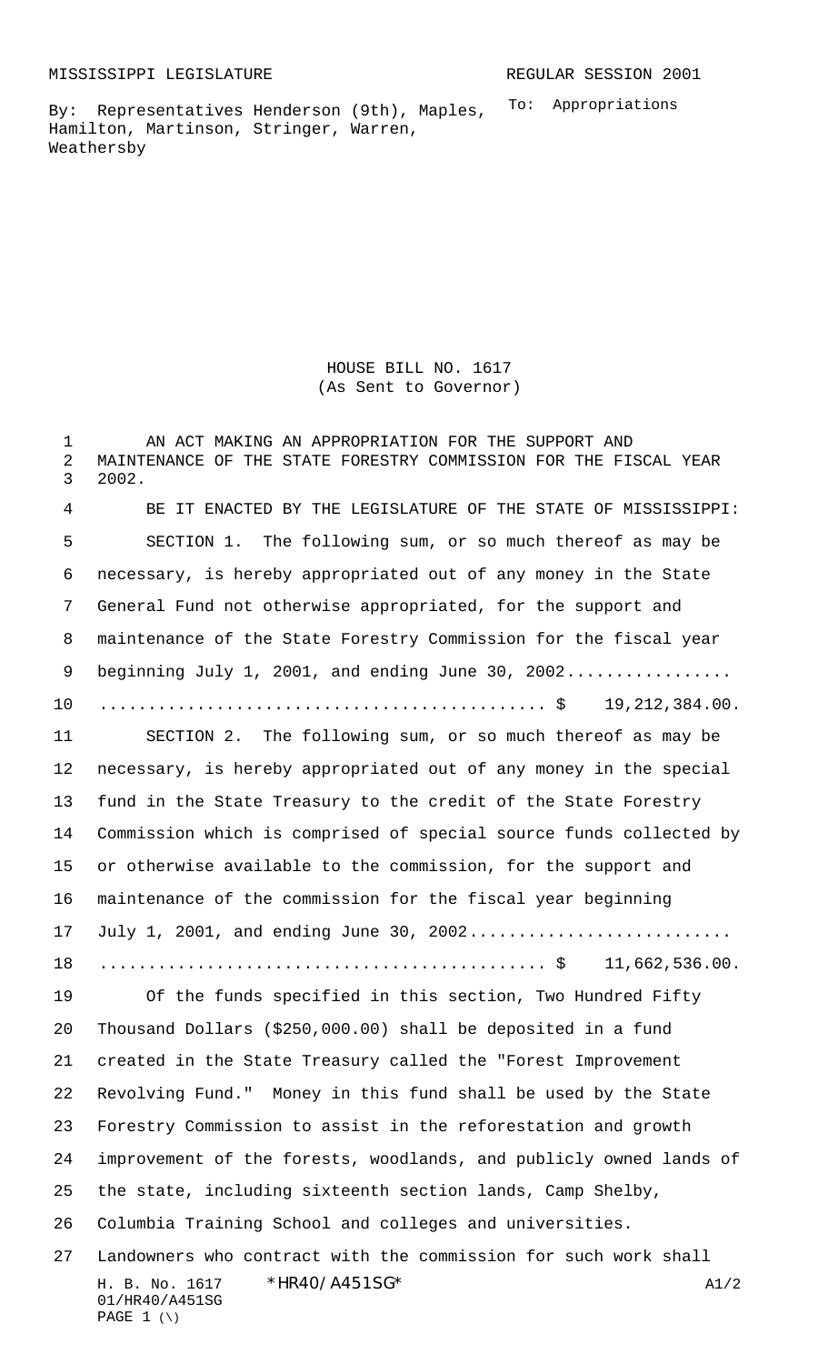MISSISSIPPI LEGISLATURE REGULAR SESSION 2001

By: Representatives Henderson (9th), Maples, Hamilton, Martinson, Stringer, Warren, Weathersby

To: Appropriations

# HOUSE BILL NO. 1617
(As Sent to Governor)

AN ACT MAKING AN APPROPRIATION FOR THE SUPPORT AND MAINTENANCE OF THE STATE FORESTRY COMMISSION FOR THE FISCAL YEAR 2002.

BE IT ENACTED BY THE LEGISLATURE OF THE STATE OF MISSISSIPPI:

SECTION 1. The following sum, or so much thereof as may be necessary, is hereby appropriated out of any money in the State General Fund not otherwise appropriated, for the support and maintenance of the State Forestry Commission for the fiscal year beginning July 1, 2001, and ending June 30, 2002............................................................ $ 19,212,384.00.

SECTION 2. The following sum, or so much thereof as may be necessary, is hereby appropriated out of any money in the special fund in the State Treasury to the credit of the State Forestry Commission which is comprised of special source funds collected by or otherwise available to the commission, for the support and maintenance of the commission for the fiscal year beginning July 1, 2001, and ending June 30, 2002.......................................................................... $ 11,662,536.00.

Of the funds specified in this section, Two Hundred Fifty Thousand Dollars ($250,000.00) shall be deposited in a fund created in the State Treasury called the "Forest Improvement Revolving Fund." Money in this fund shall be used by the State Forestry Commission to assist in the reforestation and growth improvement of the forests, woodlands, and publicly owned lands of the state, including sixteenth section lands, Camp Shelby, Columbia Training School and colleges and universities. Landowners who contract with the commission for such work shall

H. B. No. 1617 *HR40/A451SG* A1/2
01/HR40/A451SG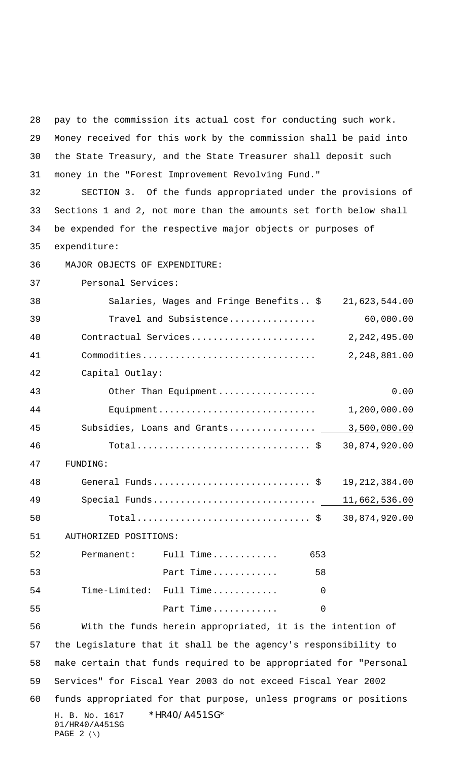pay to the commission its actual cost for conducting such work. Money received for this work by the commission shall be paid into the State Treasury, and the State Treasurer shall deposit such money in the "Forest Improvement Revolving Fund."

SECTION 3. Of the funds appropriated under the provisions of Sections 1 and 2, not more than the amounts set forth below shall be expended for the respective major objects or purposes of expenditure:

| MAJOR OBJECTS OF EXPENDITURE: | |
|---|---|
| Personal Services: | |
| Salaries, Wages and Fringe Benefits.. $ | 21,623,544.00 |
| Travel and Subsistence................ | 60,000.00 |
| Contractual Services....................... | 2,242,495.00 |
| Commodities................................ | 2,248,881.00 |
| Capital Outlay: | |
| Other Than Equipment.................. | 0.00 |
| Equipment............................. | 1,200,000.00 |
| Subsidies, Loans and Grants................ | 3,500,000.00 |
| Total............................... $ | 30,874,920.00 |
| FUNDING: | |
| General Funds............................ $ | 19,212,384.00 |
| Special Funds............................. | 11,662,536.00 |
| Total............................... $ | 30,874,920.00 |

| AUTHORIZED POSITIONS: | | |
|---|---|---|
| Permanent: | Full Time............ | 653 |
| | Part Time............ | 58 |
| Time-Limited: | Full Time............ | 0 |
| | Part Time............ | 0 |

With the funds herein appropriated, it is the intention of the Legislature that it shall be the agency's responsibility to make certain that funds required to be appropriated for "Personal Services" for Fiscal Year 2003 do not exceed Fiscal Year 2002 funds appropriated for that purpose, unless programs or positions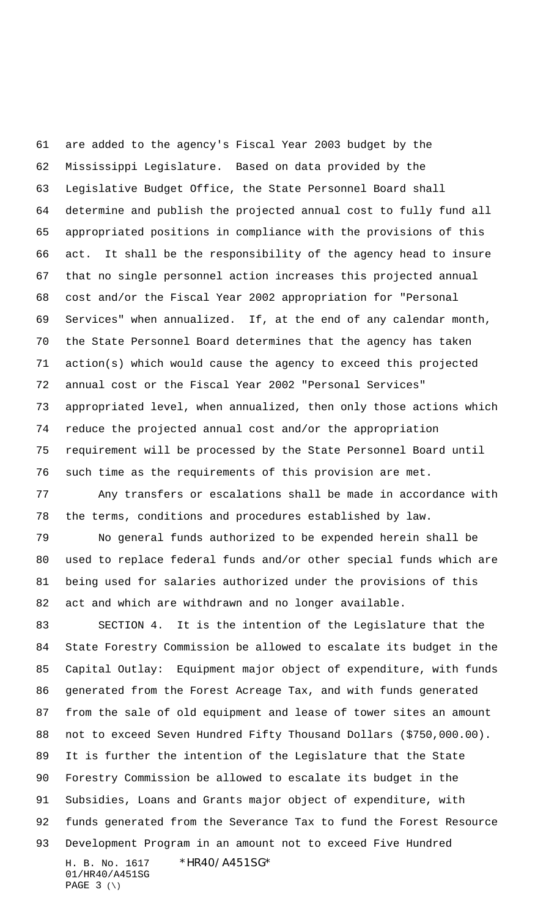are added to the agency's Fiscal Year 2003 budget by the Mississippi Legislature. Based on data provided by the Legislative Budget Office, the State Personnel Board shall determine and publish the projected annual cost to fully fund all appropriated positions in compliance with the provisions of this act. It shall be the responsibility of the agency head to insure that no single personnel action increases this projected annual cost and/or the Fiscal Year 2002 appropriation for "Personal Services" when annualized. If, at the end of any calendar month, the State Personnel Board determines that the agency has taken action(s) which would cause the agency to exceed this projected annual cost or the Fiscal Year 2002 "Personal Services" appropriated level, when annualized, then only those actions which reduce the projected annual cost and/or the appropriation requirement will be processed by the State Personnel Board until such time as the requirements of this provision are met.

Any transfers or escalations shall be made in accordance with the terms, conditions and procedures established by law.

No general funds authorized to be expended herein shall be used to replace federal funds and/or other special funds which are being used for salaries authorized under the provisions of this act and which are withdrawn and no longer available.

SECTION 4. It is the intention of the Legislature that the State Forestry Commission be allowed to escalate its budget in the Capital Outlay: Equipment major object of expenditure, with funds generated from the Forest Acreage Tax, and with funds generated from the sale of old equipment and lease of tower sites an amount not to exceed Seven Hundred Fifty Thousand Dollars ($750,000.00). It is further the intention of the Legislature that the State Forestry Commission be allowed to escalate its budget in the Subsidies, Loans and Grants major object of expenditure, with funds generated from the Severance Tax to fund the Forest Resource Development Program in an amount not to exceed Five Hundred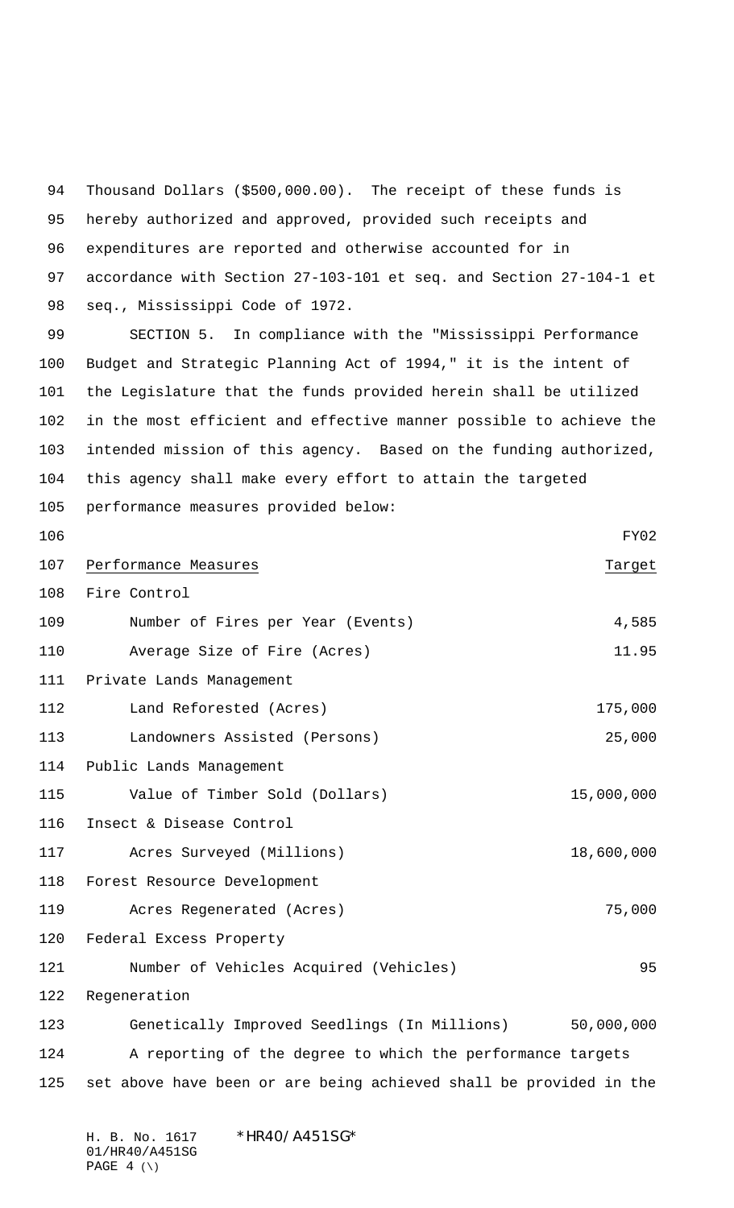Thousand Dollars ($500,000.00). The receipt of these funds is hereby authorized and approved, provided such receipts and expenditures are reported and otherwise accounted for in accordance with Section 27-103-101 et seq. and Section 27-104-1 et seq., Mississippi Code of 1972.

SECTION 5. In compliance with the "Mississippi Performance Budget and Strategic Planning Act of 1994," it is the intent of the Legislature that the funds provided herein shall be utilized in the most efficient and effective manner possible to achieve the intended mission of this agency. Based on the funding authorized, this agency shall make every effort to attain the targeted performance measures provided below:

| Performance Measures | FY02 Target |
|---|---|
| Fire Control | |
| Number of Fires per Year (Events) | 4,585 |
| Average Size of Fire (Acres) | 11.95 |
| Private Lands Management | |
| Land Reforested (Acres) | 175,000 |
| Landowners Assisted (Persons) | 25,000 |
| Public Lands Management | |
| Value of Timber Sold (Dollars) | 15,000,000 |
| Insect & Disease Control | |
| Acres Surveyed (Millions) | 18,600,000 |
| Forest Resource Development | |
| Acres Regenerated (Acres) | 75,000 |
| Federal Excess Property | |
| Number of Vehicles Acquired (Vehicles) | 95 |
| Regeneration | |
| Genetically Improved Seedlings (In Millions) | 50,000,000 |

A reporting of the degree to which the performance targets set above have been or are being achieved shall be provided in the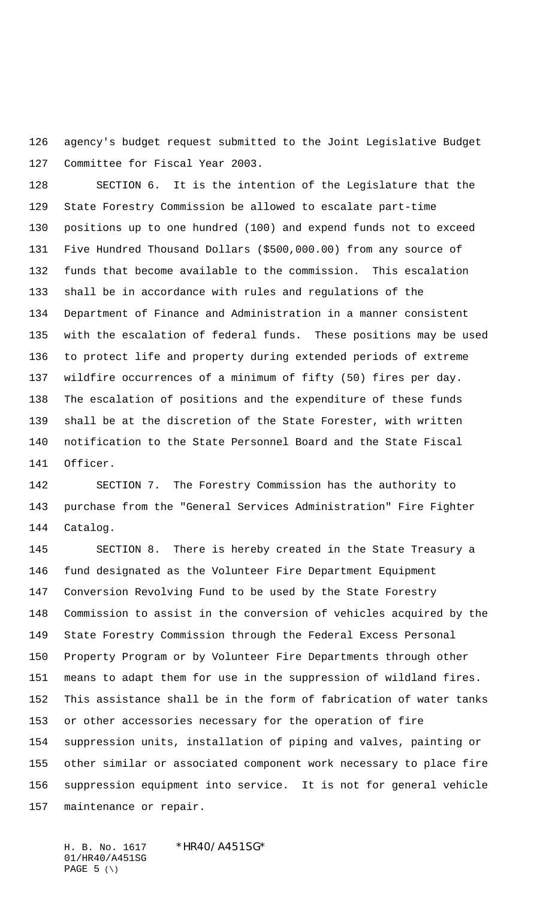agency's budget request submitted to the Joint Legislative Budget Committee for Fiscal Year 2003.

SECTION 6. It is the intention of the Legislature that the State Forestry Commission be allowed to escalate part-time positions up to one hundred (100) and expend funds not to exceed Five Hundred Thousand Dollars ($500,000.00) from any source of funds that become available to the commission. This escalation shall be in accordance with rules and regulations of the Department of Finance and Administration in a manner consistent with the escalation of federal funds. These positions may be used to protect life and property during extended periods of extreme wildfire occurrences of a minimum of fifty (50) fires per day. The escalation of positions and the expenditure of these funds shall be at the discretion of the State Forester, with written notification to the State Personnel Board and the State Fiscal Officer.

SECTION 7. The Forestry Commission has the authority to purchase from the "General Services Administration" Fire Fighter Catalog.

SECTION 8. There is hereby created in the State Treasury a fund designated as the Volunteer Fire Department Equipment Conversion Revolving Fund to be used by the State Forestry Commission to assist in the conversion of vehicles acquired by the State Forestry Commission through the Federal Excess Personal Property Program or by Volunteer Fire Departments through other means to adapt them for use in the suppression of wildland fires. This assistance shall be in the form of fabrication of water tanks or other accessories necessary for the operation of fire suppression units, installation of piping and valves, painting or other similar or associated component work necessary to place fire suppression equipment into service. It is not for general vehicle maintenance or repair.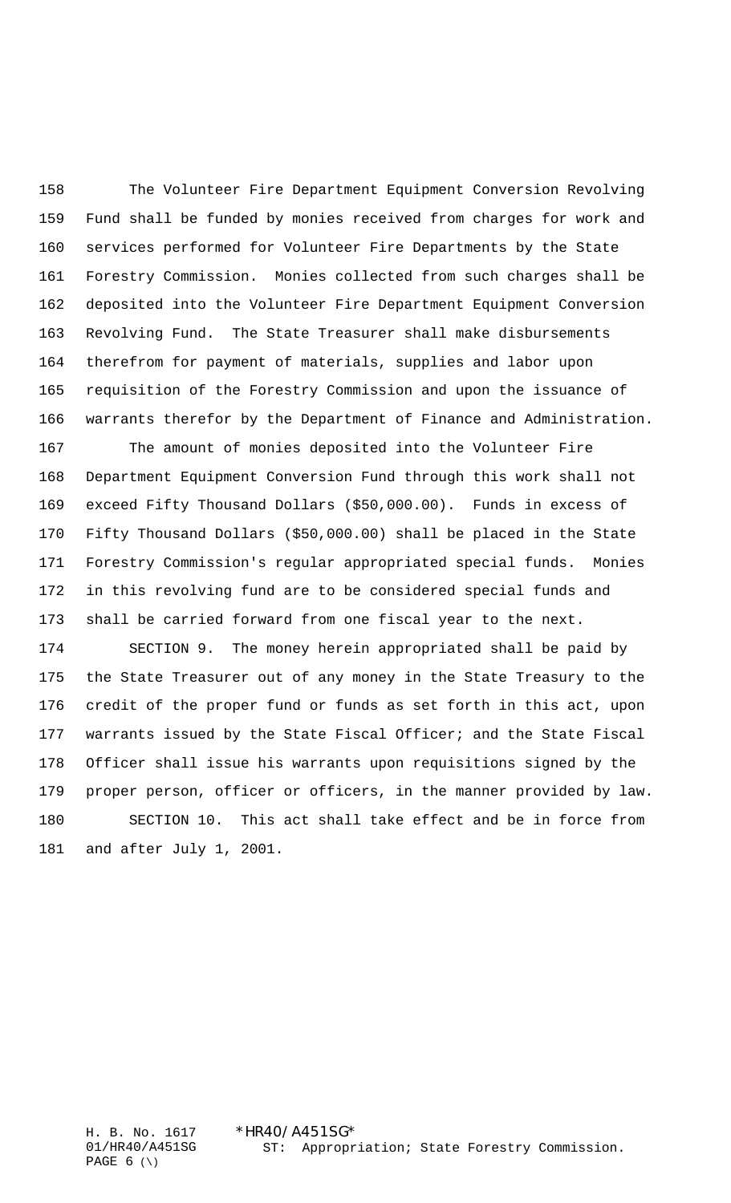The Volunteer Fire Department Equipment Conversion Revolving Fund shall be funded by monies received from charges for work and services performed for Volunteer Fire Departments by the State Forestry Commission. Monies collected from such charges shall be deposited into the Volunteer Fire Department Equipment Conversion Revolving Fund. The State Treasurer shall make disbursements therefrom for payment of materials, supplies and labor upon requisition of the Forestry Commission and upon the issuance of warrants therefor by the Department of Finance and Administration.

The amount of monies deposited into the Volunteer Fire Department Equipment Conversion Fund through this work shall not exceed Fifty Thousand Dollars ($50,000.00). Funds in excess of Fifty Thousand Dollars ($50,000.00) shall be placed in the State Forestry Commission's regular appropriated special funds. Monies in this revolving fund are to be considered special funds and shall be carried forward from one fiscal year to the next.

SECTION 9. The money herein appropriated shall be paid by the State Treasurer out of any money in the State Treasury to the credit of the proper fund or funds as set forth in this act, upon warrants issued by the State Fiscal Officer; and the State Fiscal Officer shall issue his warrants upon requisitions signed by the proper person, officer or officers, in the manner provided by law.

SECTION 10. This act shall take effect and be in force from and after July 1, 2001.